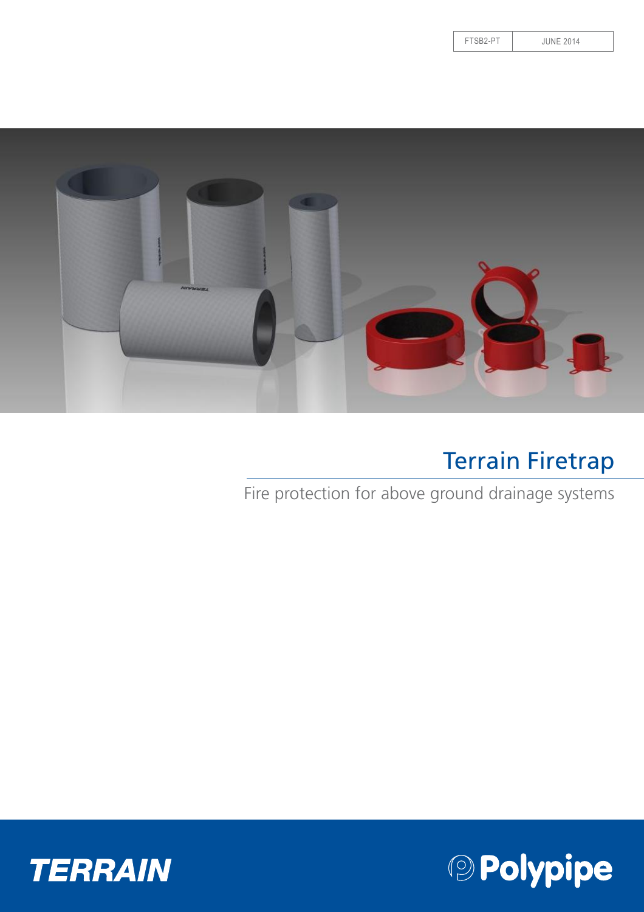| FTSB2-PT | JUNE 2014 |
|---|---|

# Terrain Firetrap

Fire protection for above ground drainage systems

TERRAIN

Polypipe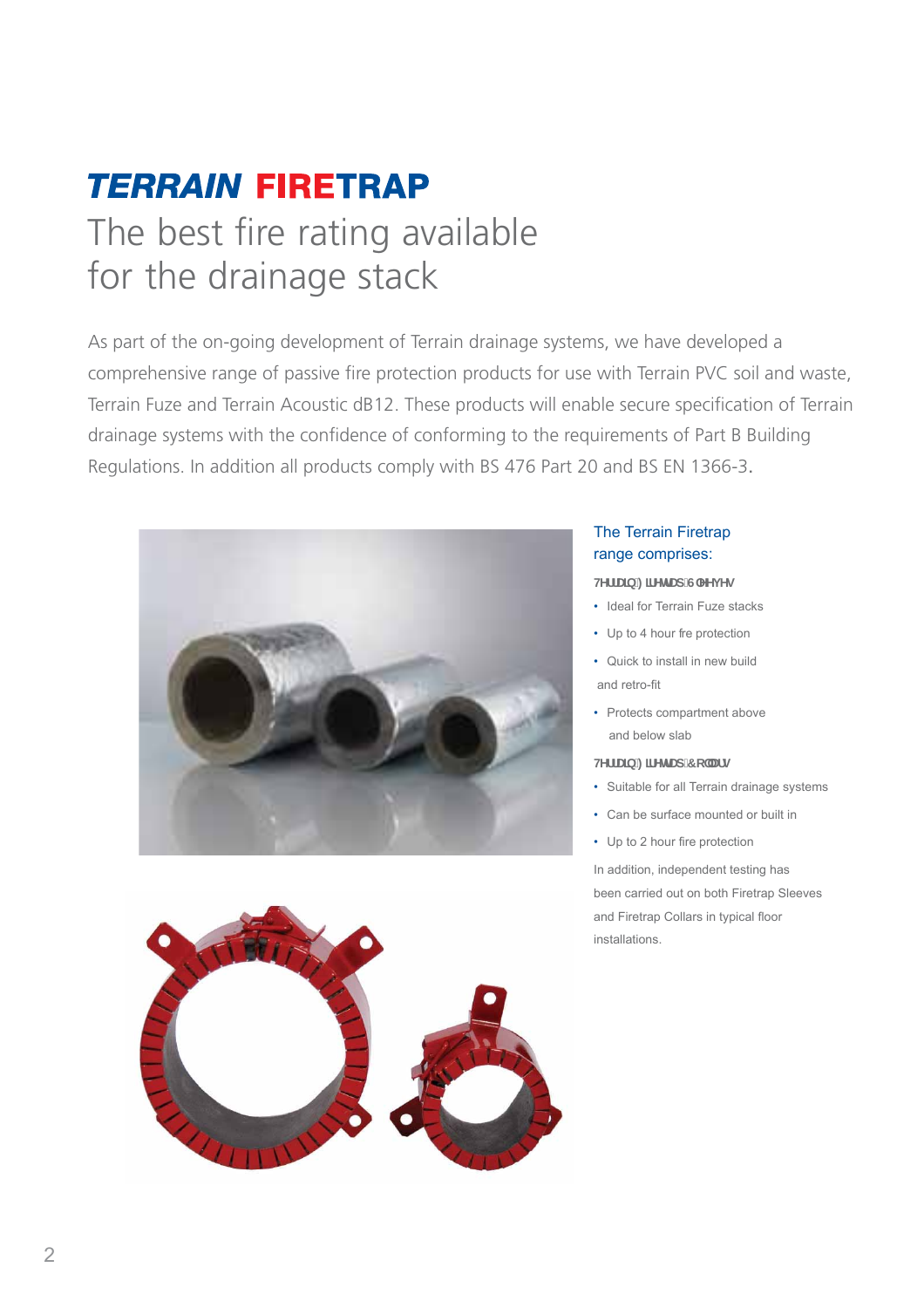# TERRAIN FIRETRAP

## The best fire rating available for the drainage stack

As part of the on-going development of Terrain drainage systems, we have developed a comprehensive range of passive fire protection products for use with Terrain PVC soil and waste, Terrain Fuze and Terrain Acoustic dB12. These products will enable secure specification of Terrain drainage systems with the confidence of conforming to the requirements of Part B Building Regulations. In addition all products comply with BS 476 Part 20 and BS EN 1366-3.

### The Terrain Firetrap range comprises:

**Terrain Firetrap Sleeves**

- Ideal for Terrain Fuze stacks
- Up to 4 hour fre protection
- Quick to install in new build and retro-fit
- Protects compartment above and below slab

**Terrain Firetrap Collars**

- Suitable for all Terrain drainage systems
- Can be surface mounted or built in
- Up to 2 hour fire protection

In addition, independent testing has been carried out on both Firetrap Sleeves and Firetrap Collars in typical floor installations.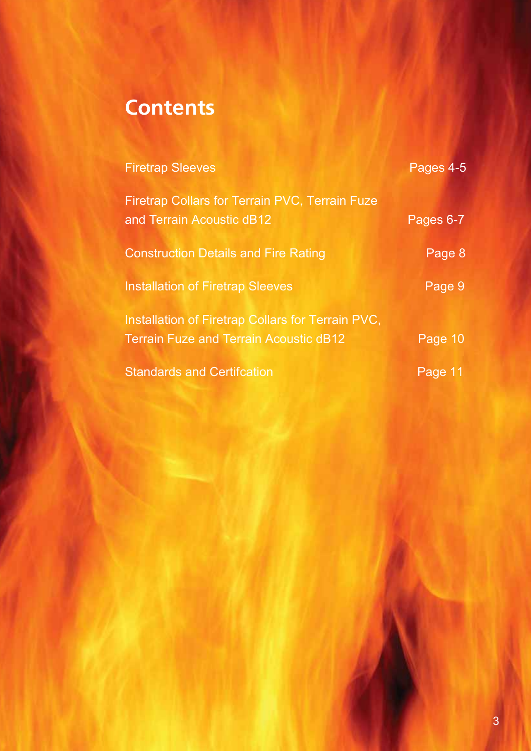# Contents

| | |
|---|---|
| Firetrap Sleeves | Pages 4-5 |
| Firetrap Collars for Terrain PVC, Terrain Fuze and Terrain Acoustic dB12 | Pages 6-7 |
| Construction Details and Fire Rating | Page 8 |
| Installation of Firetrap Sleeves | Page 9 |
| Installation of Firetrap Collars for Terrain PVC, Terrain Fuze and Terrain Acoustic dB12 | Page 10 |
| Standards and Certifcation | Page 11 |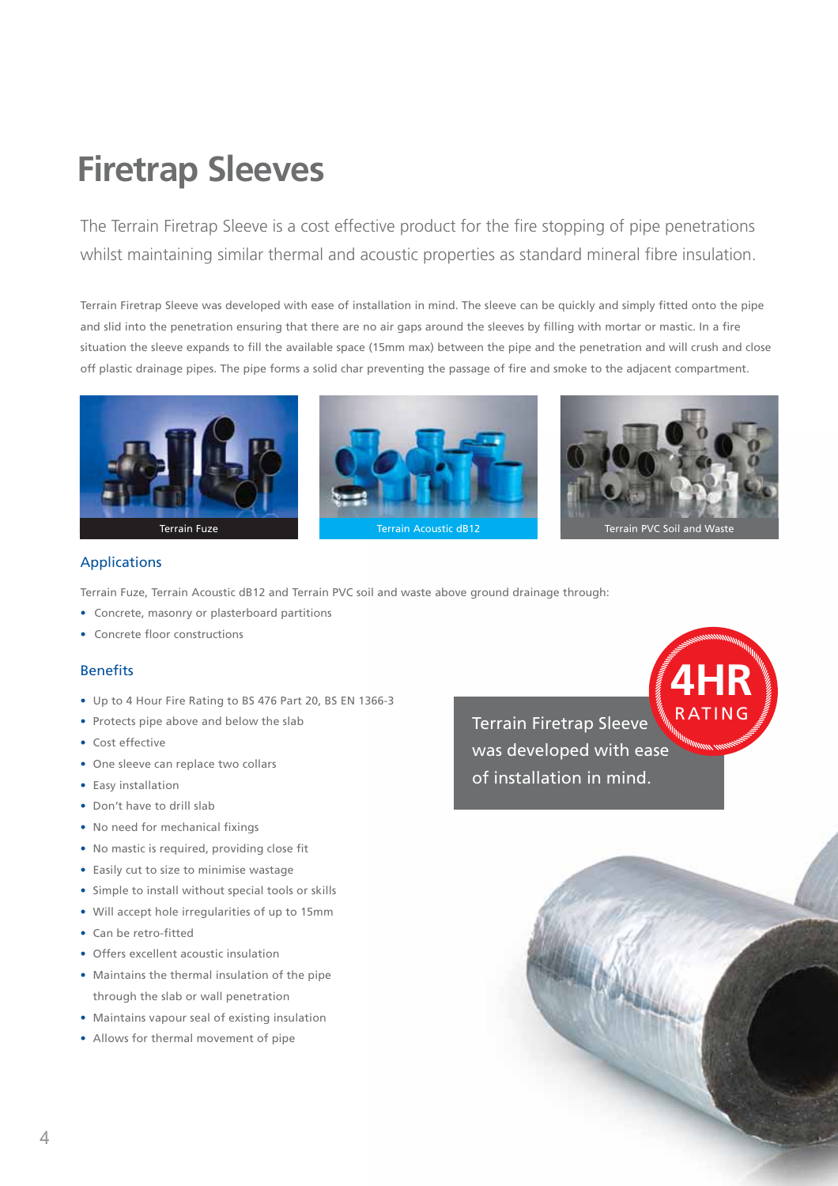# Firetrap Sleeves

The Terrain Firetrap Sleeve is a cost effective product for the fire stopping of pipe penetrations whilst maintaining similar thermal and acoustic properties as standard mineral fibre insulation.

Terrain Firetrap Sleeve was developed with ease of installation in mind. The sleeve can be quickly and simply fitted onto the pipe and slid into the penetration ensuring that there are no air gaps around the sleeves by filling with mortar or mastic. In a fire situation the sleeve expands to fill the available space (15mm max) between the pipe and the penetration and will crush and close off plastic drainage pipes. The pipe forms a solid char preventing the passage of fire and smoke to the adjacent compartment.

Terrain Fuze

Terrain Acoustic dB12

Terrain PVC Soil and Waste

## Applications

Terrain Fuze, Terrain Acoustic dB12 and Terrain PVC soil and waste above ground drainage through:

- Concrete, masonry or plasterboard partitions
- Concrete floor constructions

## Benefits

- Up to 4 Hour Fire Rating to BS 476 Part 20, BS EN 1366-3
- Protects pipe above and below the slab
- Cost effective
- One sleeve can replace two collars
- Easy installation
- Don't have to drill slab
- No need for mechanical fixings
- No mastic is required, providing close fit
- Easily cut to size to minimise wastage
- Simple to install without special tools or skills
- Will accept hole irregularities of up to 15mm
- Can be retro-fitted
- Offers excellent acoustic insulation
- Maintains the thermal insulation of the pipe through the slab or wall penetration
- Maintains vapour seal of existing insulation
- Allows for thermal movement of pipe

4HR RATING

Terrain Firetrap Sleeve was developed with ease of installation in mind.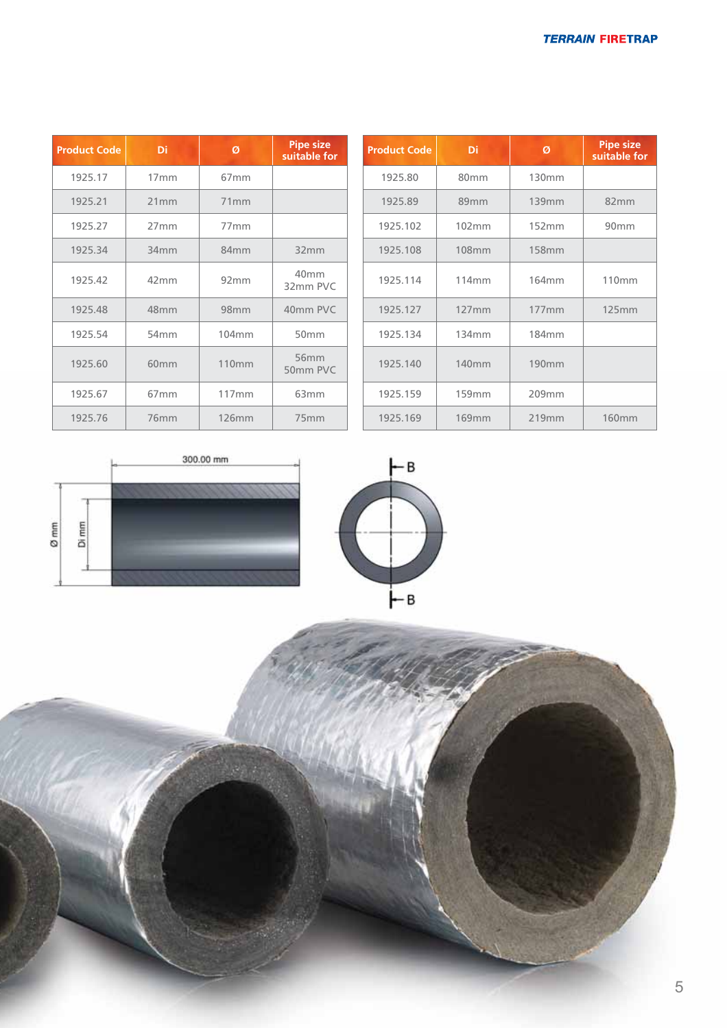| Product Code | Di | Ø | Pipe size suitable for |
|---|---|---|---|
| 1925.17 | 17mm | 67mm | |
| 1925.21 | 21mm | 71mm | |
| 1925.27 | 27mm | 77mm | |
| 1925.34 | 34mm | 84mm | 32mm |
| 1925.42 | 42mm | 92mm | 40mm 32mm PVC |
| 1925.48 | 48mm | 98mm | 40mm PVC |
| 1925.54 | 54mm | 104mm | 50mm |
| 1925.60 | 60mm | 110mm | 56mm 50mm PVC |
| 1925.67 | 67mm | 117mm | 63mm |
| 1925.76 | 76mm | 126mm | 75mm |

| Product Code | Di | Ø | Pipe size suitable for |
|---|---|---|---|
| 1925.80 | 80mm | 130mm | |
| 1925.89 | 89mm | 139mm | 82mm |
| 1925.102 | 102mm | 152mm | 90mm |
| 1925.108 | 108mm | 158mm | |
| 1925.114 | 114mm | 164mm | 110mm |
| 1925.127 | 127mm | 177mm | 125mm |
| 1925.134 | 134mm | 184mm | |
| 1925.140 | 140mm | 190mm | |
| 1925.159 | 159mm | 209mm | |
| 1925.169 | 169mm | 219mm | 160mm |

300.00 mm

Ø mm

Di mm

B

B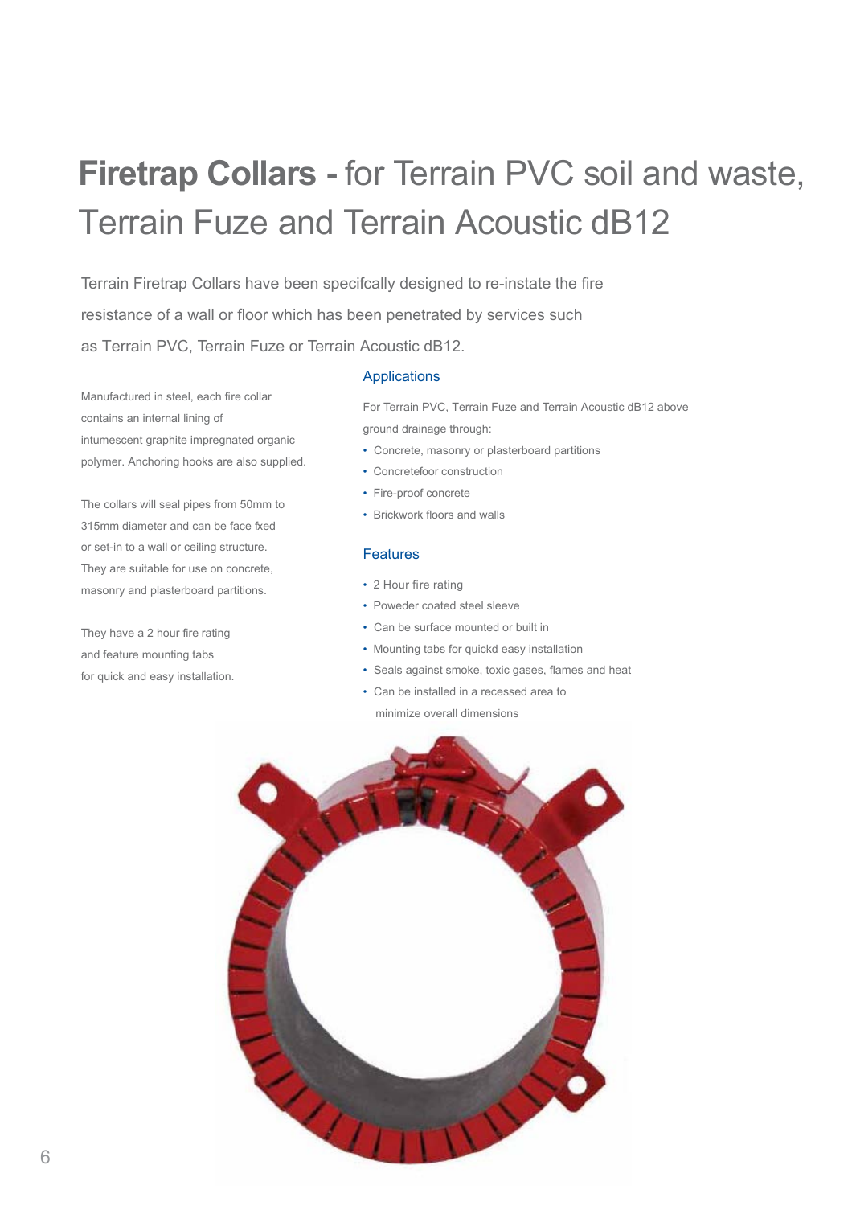# **Firetrap Collars -** for Terrain PVC soil and waste, Terrain Fuze and Terrain Acoustic dB12

Terrain Firetrap Collars have been specifcally designed to re-instate the fire resistance of a wall or floor which has been penetrated by services such as Terrain PVC, Terrain Fuze or Terrain Acoustic dB12.

Manufactured in steel, each fire collar contains an internal lining of intumescent graphite impregnated organic polymer. Anchoring hooks are also supplied.

The collars will seal pipes from 50mm to 315mm diameter and can be face fxed or set-in to a wall or ceiling structure. They are suitable for use on concrete, masonry and plasterboard partitions.

They have a 2 hour fire rating and feature mounting tabs for quick and easy installation.

## Applications

For Terrain PVC, Terrain Fuze and Terrain Acoustic dB12 above ground drainage through:

- Concrete, masonry or plasterboard partitions
- Concretefoor construction
- Fire-proof concrete
- Brickwork floors and walls

## Features

- 2 Hour fire rating
- Poweder coated steel sleeve
- Can be surface mounted or built in
- Mounting tabs for quickd easy installation
- Seals against smoke, toxic gases, flames and heat
- Can be installed in a recessed area to minimize overall dimensions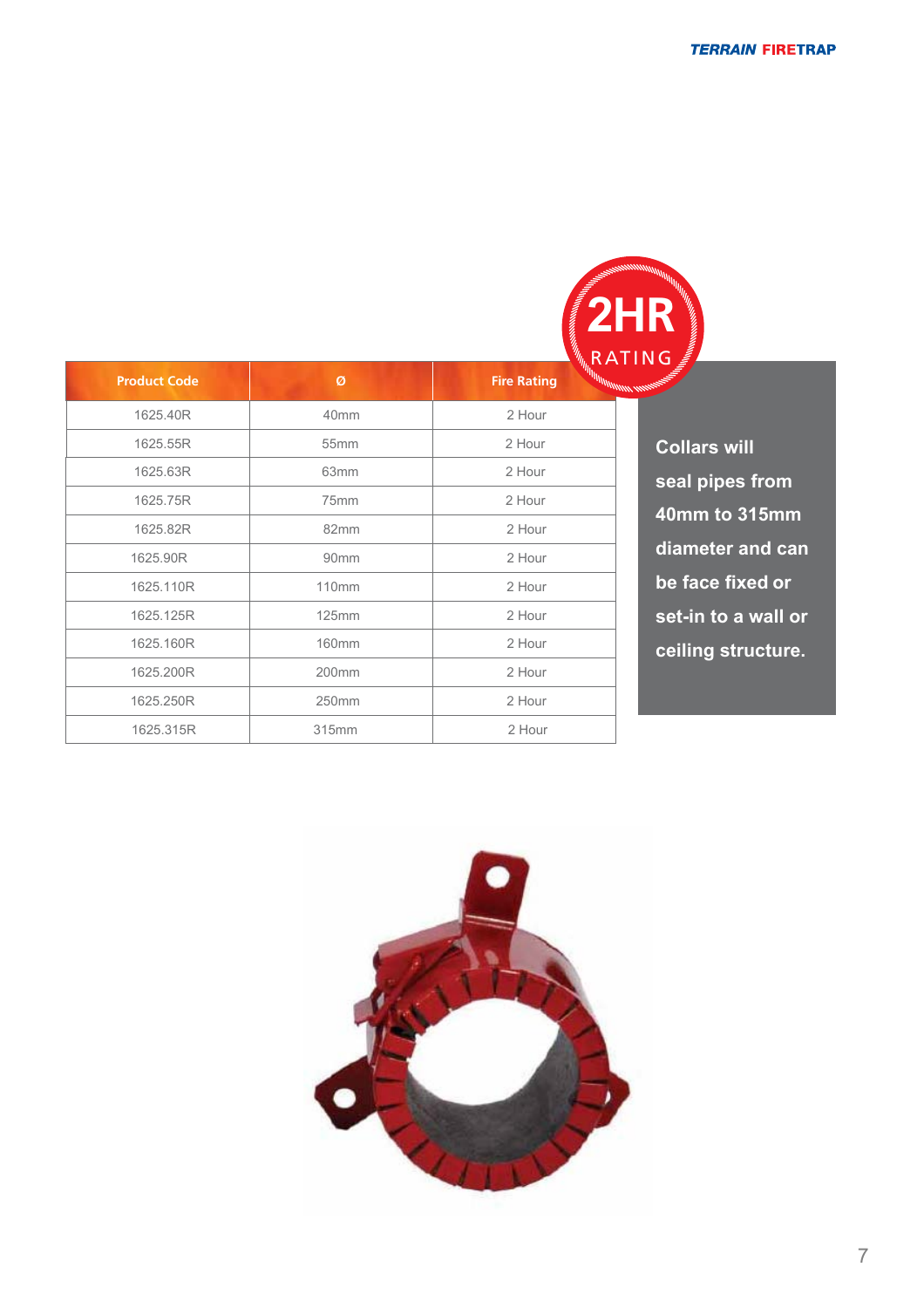2HR RATING

| Product Code | Ø | Fire Rating |
|---|---|---|
| 1625.40R | 40mm | 2 Hour |
| 1625.55R | 55mm | 2 Hour |
| 1625.63R | 63mm | 2 Hour |
| 1625.75R | 75mm | 2 Hour |
| 1625.82R | 82mm | 2 Hour |
| 1625.90R | 90mm | 2 Hour |
| 1625.110R | 110mm | 2 Hour |
| 1625.125R | 125mm | 2 Hour |
| 1625.160R | 160mm | 2 Hour |
| 1625.200R | 200mm | 2 Hour |
| 1625.250R | 250mm | 2 Hour |
| 1625.315R | 315mm | 2 Hour |

**Collars will seal pipes from 40mm to 315mm diameter and can be face fixed or set-in to a wall or ceiling structure.**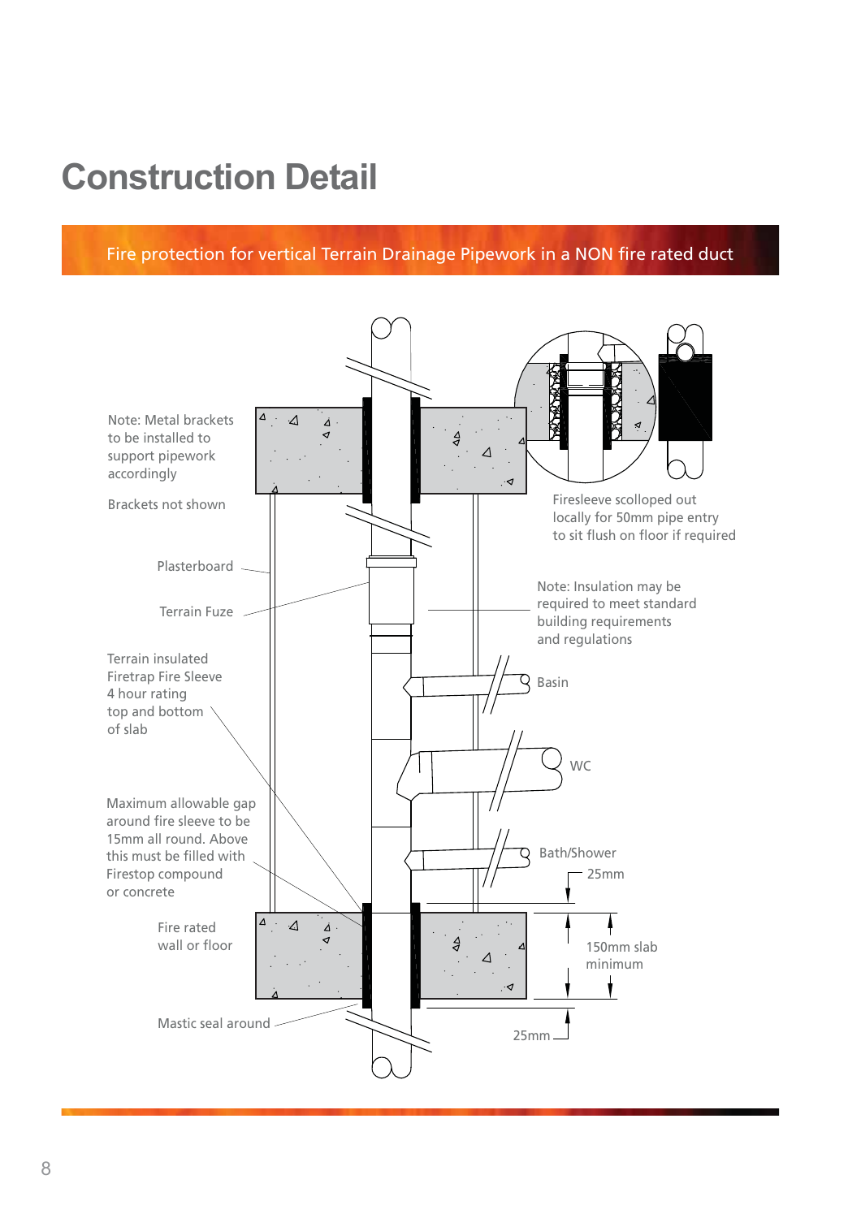# Construction Detail

## Fire protection for vertical Terrain Drainage Pipework in a NON fire rated duct

Note: Metal brackets to be installed to support pipework accordingly

Brackets not shown

Plasterboard

Terrain Fuze

Terrain insulated Firetrap Fire Sleeve 4 hour rating top and bottom of slab

Maximum allowable gap around fire sleeve to be 15mm all round. Above this must be filled with Firestop compound or concrete

Fire rated wall or floor

Mastic seal around

Firesleeve scolloped out locally for 50mm pipe entry to sit flush on floor if required

Note: Insulation may be required to meet standard building requirements and regulations

Basin

WC

Bath/Shower

25mm

150mm slab minimum

25mm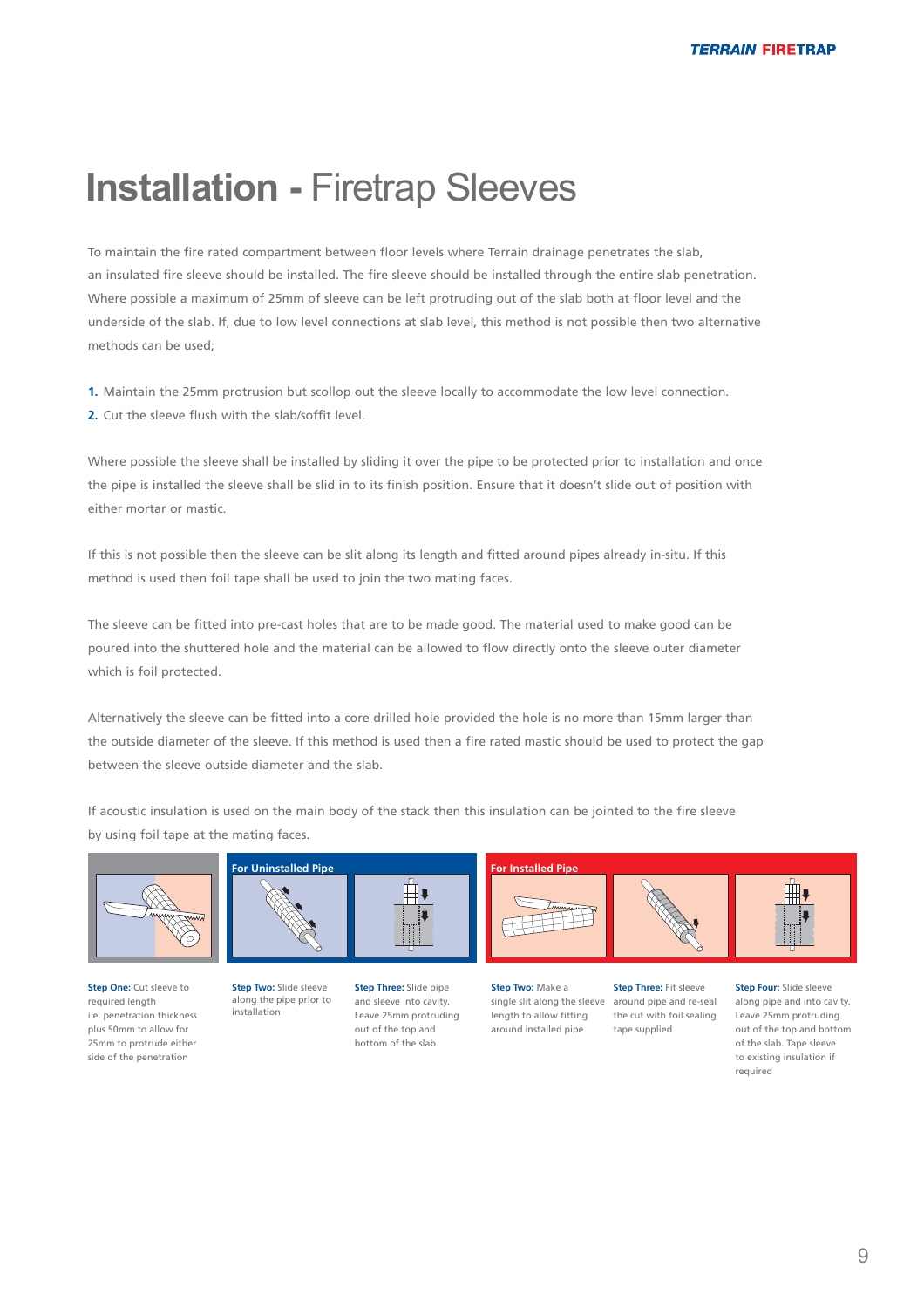# Installation - Firetrap Sleeves

To maintain the fire rated compartment between floor levels where Terrain drainage penetrates the slab, an insulated fire sleeve should be installed. The fire sleeve should be installed through the entire slab penetration. Where possible a maximum of 25mm of sleeve can be left protruding out of the slab both at floor level and the underside of the slab. If, due to low level connections at slab level, this method is not possible then two alternative methods can be used;

1. Maintain the 25mm protrusion but scollop out the sleeve locally to accommodate the low level connection.
2. Cut the sleeve flush with the slab/soffit level.

Where possible the sleeve shall be installed by sliding it over the pipe to be protected prior to installation and once the pipe is installed the sleeve shall be slid in to its finish position. Ensure that it doesn't slide out of position with either mortar or mastic.

If this is not possible then the sleeve can be slit along its length and fitted around pipes already in-situ. If this method is used then foil tape shall be used to join the two mating faces.

The sleeve can be fitted into pre-cast holes that are to be made good. The material used to make good can be poured into the shuttered hole and the material can be allowed to flow directly onto the sleeve outer diameter which is foil protected.

Alternatively the sleeve can be fitted into a core drilled hole provided the hole is no more than 15mm larger than the outside diameter of the sleeve. If this method is used then a fire rated mastic should be used to protect the gap between the sleeve outside diameter and the slab.

If acoustic insulation is used on the main body of the stack then this insulation can be jointed to the fire sleeve by using foil tape at the mating faces.

**Step One:** Cut sleeve to required length i.e. penetration thickness plus 50mm to allow for 25mm to protrude either side of the penetration

**For Uninstalled Pipe**

**Step Two:** Slide sleeve along the pipe prior to installation

**Step Three:** Slide pipe and sleeve into cavity. Leave 25mm protruding out of the top and bottom of the slab

**For Installed Pipe**

**Step Two:** Make a single slit along the sleeve length to allow fitting around installed pipe

**Step Three:** Fit sleeve around pipe and re-seal the cut with foil sealing tape supplied

**Step Four:** Slide sleeve along pipe and into cavity. Leave 25mm protruding out of the top and bottom of the slab. Tape sleeve to existing insulation if required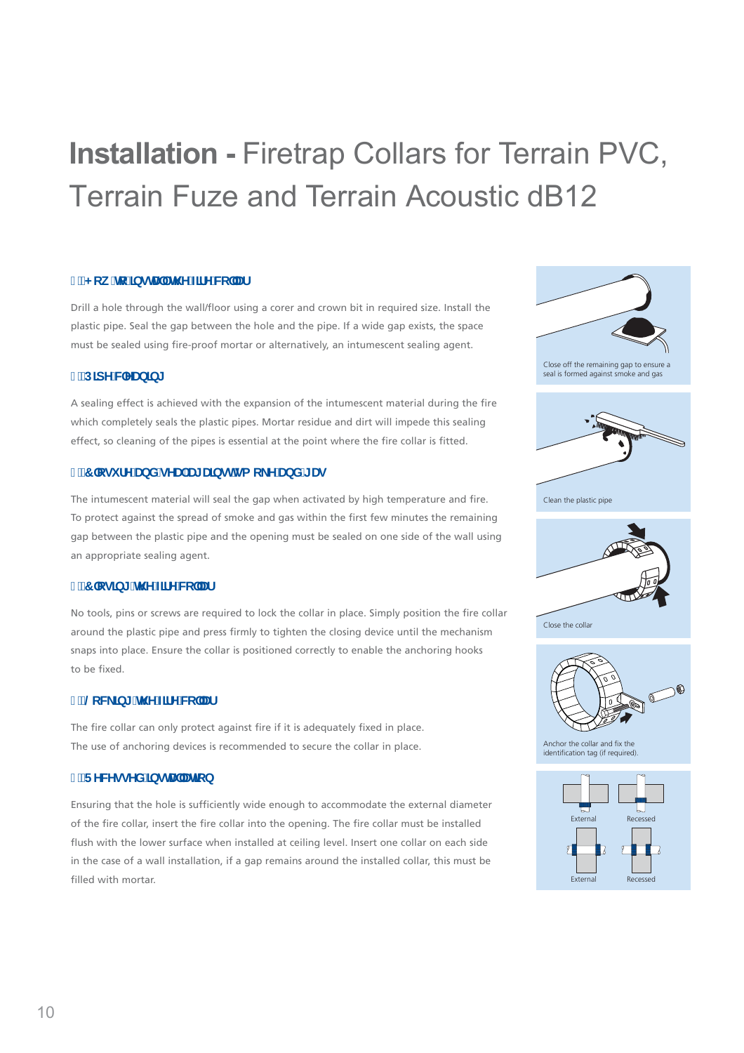# **Installation -** Firetrap Collars for Terrain PVC, Terrain Fuze and Terrain Acoustic dB12

### How to install the fire collar

Drill a hole through the wall/floor using a corer and crown bit in required size. Install the plastic pipe. Seal the gap between the hole and the pipe. If a wide gap exists, the space must be sealed using fire-proof mortar or alternatively, an intumescent sealing agent.

### Pipe cleaning

A sealing effect is achieved with the expansion of the intumescent material during the fire which completely seals the plastic pipes. Mortar residue and dirt will impede this sealing effect, so cleaning of the pipes is essential at the point where the fire collar is fitted.

### Closure and seal against smoke and gas

The intumescent material will seal the gap when activated by high temperature and fire. To protect against the spread of smoke and gas within the first few minutes the remaining gap between the plastic pipe and the opening must be sealed on one side of the wall using an appropriate sealing agent.

### Closing the fire collar

No tools, pins or screws are required to lock the collar in place. Simply position the fire collar around the plastic pipe and press firmly to tighten the closing device until the mechanism snaps into place. Ensure the collar is positioned correctly to enable the anchoring hooks to be fixed.

### Locking the fire collar

The fire collar can only protect against fire if it is adequately fixed in place. The use of anchoring devices is recommended to secure the collar in place.

### Recessed installation

Ensuring that the hole is sufficiently wide enough to accommodate the external diameter of the fire collar, insert the fire collar into the opening. The fire collar must be installed flush with the lower surface when installed at ceiling level. Insert one collar on each side in the case of a wall installation, if a gap remains around the installed collar, this must be filled with mortar.

Close off the remaining gap to ensure a seal is formed against smoke and gas

Clean the plastic pipe

Close the collar

Anchor the collar and fix the identification tag (if required).

External | Recessed

External | Recessed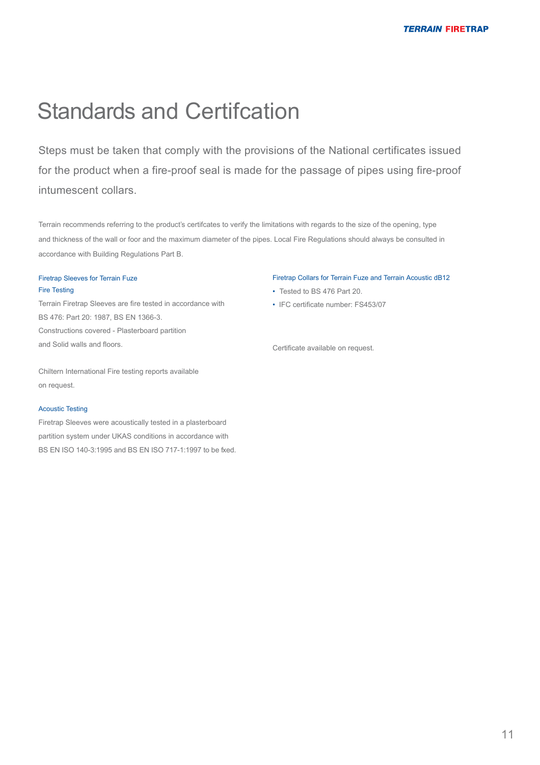# Standards and Certifcation

Steps must be taken that comply with the provisions of the National certificates issued for the product when a fire-proof seal is made for the passage of pipes using fire-proof intumescent collars.

Terrain recommends referring to the product's certifcates to verify the limitations with regards to the size of the opening, type and thickness of the wall or foor and the maximum diameter of the pipes. Local Fire Regulations should always be consulted in accordance with Building Regulations Part B.

### Firetrap Sleeves for Terrain Fuze

#### Fire Testing

Terrain Firetrap Sleeves are fire tested in accordance with BS 476: Part 20: 1987, BS EN 1366-3.
Constructions covered - Plasterboard partition and Solid walls and floors.

Chiltern International Fire testing reports available on request.

#### Acoustic Testing

Firetrap Sleeves were acoustically tested in a plasterboard partition system under UKAS conditions in accordance with BS EN ISO 140-3:1995 and BS EN ISO 717-1:1997 to be fxed.

### Firetrap Collars for Terrain Fuze and Terrain Acoustic dB12

- Tested to BS 476 Part 20.
- IFC certificate number: FS453/07

Certificate available on request.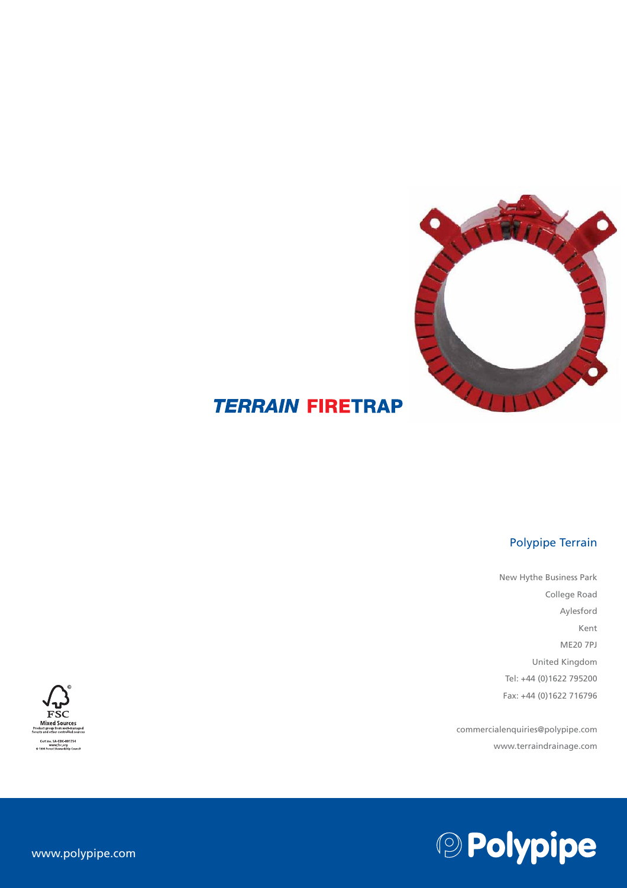**TERRAIN FIRETRAP**

## Polypipe Terrain

New Hythe Business Park
College Road
Aylesford
Kent
ME20 7PJ
United Kingdom
Tel: +44 (0)1622 795200
Fax: +44 (0)1622 716796

commercialenquiries@polypipe.com
www.terraindrainage.com

FSC
Mixed Sources
Product group from well-managed forests and other controlled sources
Cert no. SA-COC-001754
www.fsc.org
© 1996 Forest Stewardship Council

www.polypipe.com

Polypipe